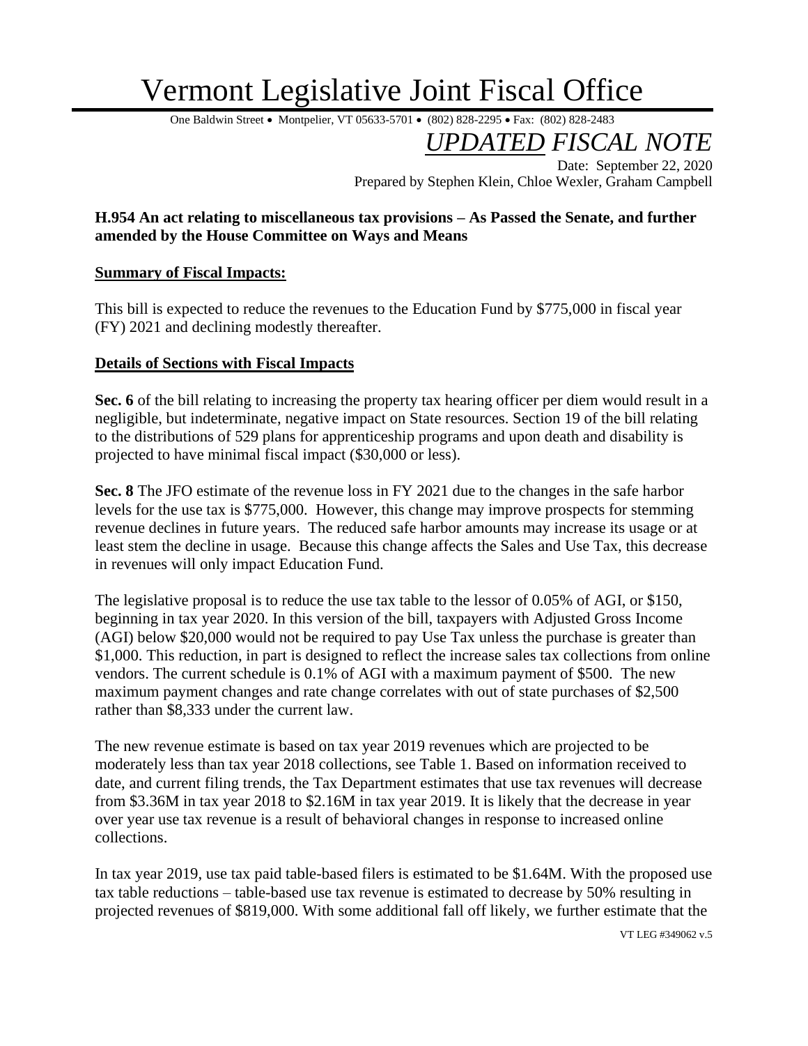# Vermont Legislative Joint Fiscal Office

One Baldwin Street • Montpelier, VT 05633-5701 • (802) 828-2295 • Fax: (802) 828-2483

## *UPDATED FISCAL NOTE*

Date: September 22, 2020

Prepared by Stephen Klein, Chloe Wexler, Graham Campbell

**H.954 An act relating to miscellaneous tax provisions – As Passed the Senate, and further amended by the House Committee on Ways and Means**

**Summary of Fiscal Impacts:**

This bill is expected to reduce the revenues to the Education Fund by $775,000 in fiscal year (FY) 2021 and declining modestly thereafter.

**Details of Sections with Fiscal Impacts**

**Sec. 6** of the bill relating to increasing the property tax hearing officer per diem would result in a negligible, but indeterminate, negative impact on State resources. Section 19 of the bill relating to the distributions of 529 plans for apprenticeship programs and upon death and disability is projected to have minimal fiscal impact ($30,000 or less).

**Sec. 8** The JFO estimate of the revenue loss in FY 2021 due to the changes in the safe harbor levels for the use tax is $775,000. However, this change may improve prospects for stemming revenue declines in future years. The reduced safe harbor amounts may increase its usage or at least stem the decline in usage. Because this change affects the Sales and Use Tax, this decrease in revenues will only impact Education Fund.

The legislative proposal is to reduce the use tax table to the lessor of 0.05% of AGI, or $150, beginning in tax year 2020. In this version of the bill, taxpayers with Adjusted Gross Income (AGI) below $20,000 would not be required to pay Use Tax unless the purchase is greater than $1,000. This reduction, in part is designed to reflect the increase sales tax collections from online vendors. The current schedule is 0.1% of AGI with a maximum payment of $500. The new maximum payment changes and rate change correlates with out of state purchases of $2,500 rather than $8,333 under the current law.

The new revenue estimate is based on tax year 2019 revenues which are projected to be moderately less than tax year 2018 collections, see Table 1. Based on information received to date, and current filing trends, the Tax Department estimates that use tax revenues will decrease from $3.36M in tax year 2018 to $2.16M in tax year 2019. It is likely that the decrease in year over year use tax revenue is a result of behavioral changes in response to increased online collections.

In tax year 2019, use tax paid table-based filers is estimated to be $1.64M. With the proposed use tax table reductions – table-based use tax revenue is estimated to decrease by 50% resulting in projected revenues of $819,000. With some additional fall off likely, we further estimate that the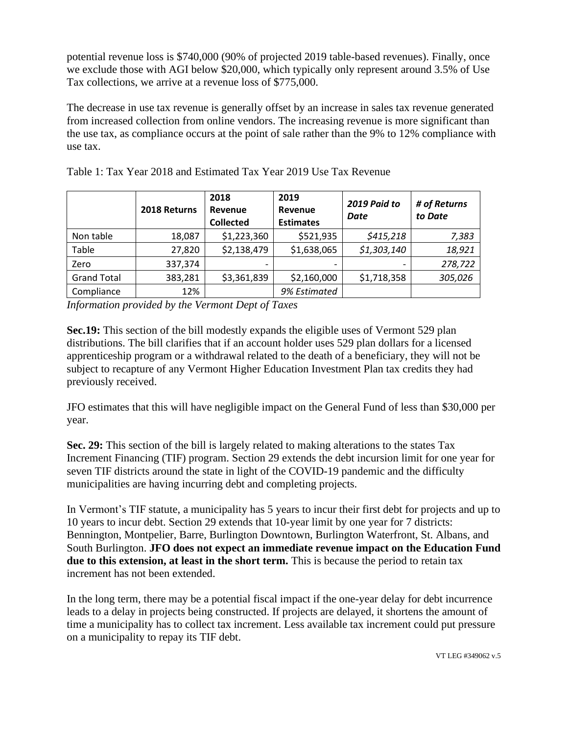potential revenue loss is $740,000 (90% of projected 2019 table-based revenues). Finally, once we exclude those with AGI below $20,000, which typically only represent around 3.5% of Use Tax collections, we arrive at a revenue loss of $775,000.

The decrease in use tax revenue is generally offset by an increase in sales tax revenue generated from increased collection from online vendors. The increasing revenue is more significant than the use tax, as compliance occurs at the point of sale rather than the 9% to 12% compliance with use tax.

Table 1: Tax Year 2018 and Estimated Tax Year 2019 Use Tax Revenue

| | 2018 Returns | 2018 Revenue Collected | 2019 Revenue Estimates | *2019 Paid to Date* | *# of Returns to Date* |
|---|---|---|---|---|---|
| Non table | 18,087 | $1,223,360 | $521,935 | *$415,218* | *7,383* |
| Table | 27,820 | $2,138,479 | $1,638,065 | *$1,303,140* | *18,921* |
| Zero | 337,374 | - | - | - | *278,722* |
| Grand Total | 383,281 | $3,361,839 | $2,160,000 | $1,718,358 | *305,026* |
| Compliance | 12% | | *9% Estimated* | | |

*Information provided by the Vermont Dept of Taxes*

**Sec.19:** This section of the bill modestly expands the eligible uses of Vermont 529 plan distributions. The bill clarifies that if an account holder uses 529 plan dollars for a licensed apprenticeship program or a withdrawal related to the death of a beneficiary, they will not be subject to recapture of any Vermont Higher Education Investment Plan tax credits they had previously received.

JFO estimates that this will have negligible impact on the General Fund of less than $30,000 per year.

**Sec. 29:** This section of the bill is largely related to making alterations to the states Tax Increment Financing (TIF) program. Section 29 extends the debt incursion limit for one year for seven TIF districts around the state in light of the COVID-19 pandemic and the difficulty municipalities are having incurring debt and completing projects.

In Vermont's TIF statute, a municipality has 5 years to incur their first debt for projects and up to 10 years to incur debt. Section 29 extends that 10-year limit by one year for 7 districts: Bennington, Montpelier, Barre, Burlington Downtown, Burlington Waterfront, St. Albans, and South Burlington. **JFO does not expect an immediate revenue impact on the Education Fund due to this extension, at least in the short term.** This is because the period to retain tax increment has not been extended.

In the long term, there may be a potential fiscal impact if the one-year delay for debt incurrence leads to a delay in projects being constructed. If projects are delayed, it shortens the amount of time a municipality has to collect tax increment. Less available tax increment could put pressure on a municipality to repay its TIF debt.

VT LEG #349062 v.5